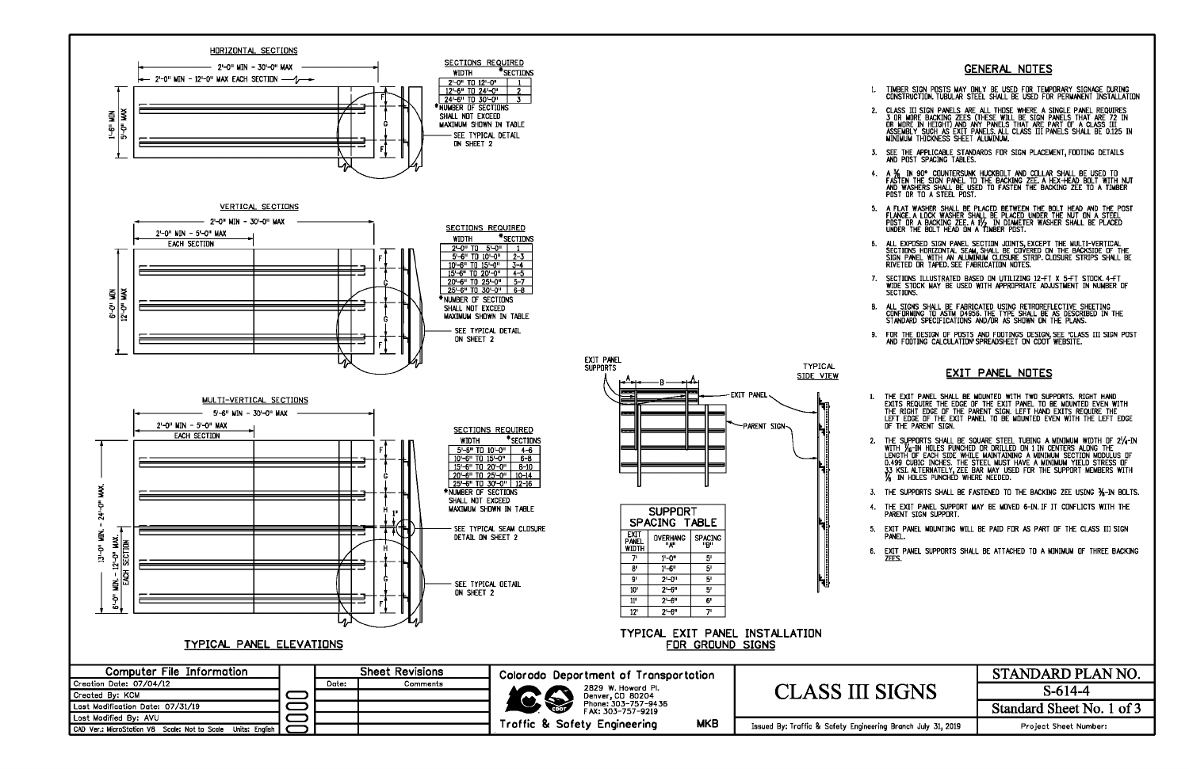## TYPICAL PANEL ELEVATIONS

### HORIZONTAL SECTIONS

2'-0" MIN - 30'-0" MAX

2'-0" MIN - 12'-0" MAX EACH SECTION

1'-6" MIN / 5'-0" MAX

**SECTIONS REQUIRED**

| WIDTH | *SECTIONS |
|---|---|
| 2'-0" TO 12'-0" | 1 |
| 12'-6" TO 24'-0" | 2 |
| 24'-6" TO 30'-0" | 3 |

*NUMBER OF SECTIONS SHALL NOT EXCEED MAXIMUM SHOWN IN TABLE

SEE TYPICAL DETAIL ON SHEET 2

### VERTICAL SECTIONS

2'-0" MIN - 30'-0" MAX

2'-0" MIN - 5'-0" MAX EACH SECTION

6'-0" MIN / 12'-0" MAX

**SECTIONS REQUIRED**

| WIDTH | *SECTIONS |
|---|---|
| 2'-0" TO 5'-0" | 1 |
| 5'-6" TO 10'-0" | 2-3 |
| 10'-6" TO 15'-0" | 3-4 |
| 15'-6" TO 20'-0" | 4-5 |
| 20'-6" TO 25'-0" | 5-7 |
| 25'-6" TO 30'-0" | 6-8 |

*NUMBER OF SECTIONS SHALL NOT EXCEED MAXIMUM SHOWN IN TABLE

SEE TYPICAL DETAIL ON SHEET 2

### MULTI-VERTICAL SECTIONS

5'-6" MIN - 30'-0" MAX

2'-0" MIN - 5'-0" MAX EACH SECTION

13'-0" MIN. - 24'-0" MAX.

6'-0" MIN. - 12'-0" MAX. EACH SECTION

**SECTIONS REQUIRED**

| WIDTH | *SECTIONS |
|---|---|
| 5'-6" TO 10'-0" | 4-6 |
| 10'-6" TO 15'-0" | 6-8 |
| 15'-6" TO 20'-0" | 8-10 |
| 20'-6" TO 25'-0" | 10-14 |
| 25'-6" TO 30'-0" | 12-16 |

*NUMBER OF SECTIONS SHALL NOT EXCEED MAXIMUM SHOWN IN TABLE

SEE TYPICAL SEAM CLOSURE DETAIL ON SHEET 2

SEE TYPICAL DETAIL ON SHEET 2

## TYPICAL EXIT PANEL INSTALLATION FOR GROUND SIGNS

EXIT PANEL SUPPORTS

EXIT PANEL

PARENT SIGN

TYPICAL SIDE VIEW

**SUPPORT SPACING TABLE**

| EXIT PANEL WIDTH | OVERHANG "A" | SPACING "B" |
|---|---|---|
| 7' | 1'-0" | 5' |
| 8' | 1'-6" | 5' |
| 9' | 2'-0" | 5' |
| 10' | 2'-6" | 5' |
| 11' | 2'-6" | 6' |
| 12' | 2'-6" | 7' |

## GENERAL NOTES

1. TIMBER SIGN POSTS MAY ONLY BE USED FOR TEMPORARY SIGNAGE DURING CONSTRUCTION. TUBULAR STEEL SHALL BE USED FOR PERMANENT INSTALLATION.
2. CLASS III SIGN PANELS ARE ALL THOSE WHERE A SINGLE PANEL REQUIRES 3 OR MORE BACKING ZEES (THESE WILL BE SIGN PANELS THAT ARE 72 IN OR MORE IN HEIGHT) AND ANY PANELS THAT ARE PART OF A CLASS III ASSEMBLY SUCH AS EXIT PANELS. ALL CLASS III PANELS SHALL BE 0.125 IN MINIMUM THICKNESS SHEET ALUMINUM.
3. SEE THE APPLICABLE STANDARDS FOR SIGN PLACEMENT, FOOTING DETAILS AND POST SPACING TABLES.
4. A 3/8 IN 90° COUNTERSUNK HUCKBOLT AND COLLAR SHALL BE USED TO FASTEN THE SIGN PANEL TO THE BACKING ZEE. A HEX-HEAD BOLT WITH NUT AND WASHERS SHALL BE USED TO FASTEN THE BACKING ZEE TO A TIMBER POST OR TO A STEEL POST.
5. A FLAT WASHER SHALL BE PLACED BETWEEN THE BOLT HEAD AND THE POST FLANGE. A LOCK WASHER SHALL BE PLACED UNDER THE NUT ON A STEEL POST OR A BACKING ZEE. A 1½ IN DIAMETER WASHER SHALL BE PLACED UNDER THE BOLT HEAD ON A TIMBER POST.
6. ALL EXPOSED SIGN PANEL SECTION JOINTS, EXCEPT THE MULTI-VERTICAL SECTIONS HORIZONTAL SEAM, SHALL BE COVERED ON THE BACKSIDE OF THE SIGN PANEL WITH AN ALUMINUM CLOSURE STRIP. CLOSURE STRIPS SHALL BE RIVETED OR TAPED. SEE FABRICATION NOTES.
7. SECTIONS ILLUSTRATED BASED ON UTILIZING 12-FT X 5-FT STOCK. 4-FT WIDE STOCK MAY BE USED WITH APPROPRIATE ADJUSTMENT IN NUMBER OF SECTIONS.
8. ALL SIGNS SHALL BE FABRICATED USING RETROREFLECTIVE SHEETING CONFORMING TO ASTM D4956. THE TYPE SHALL BE AS DESCRIBED IN THE STANDARD SPECIFICATIONS AND/OR AS SHOWN ON THE PLANS.
9. FOR THE DESIGN OF POSTS AND FOOTINGS DESIGN, SEE "CLASS III SIGN POST AND FOOTING CALCULATION" SPREADSHEET ON CDOT WEBSITE.

## EXIT PANEL NOTES

1. THE EXIT PANEL SHALL BE MOUNTED WITH TWO SUPPORTS. RIGHT HAND EXITS REQUIRE THE EDGE OF THE EXIT PANEL TO BE MOUNTED EVEN WITH THE RIGHT EDGE OF THE PARENT SIGN. LEFT HAND EXITS REQUIRE THE LEFT EDGE OF THE EXIT PANEL TO BE MOUNTED EVEN WITH THE LEFT EDGE OF THE PARENT SIGN.
2. THE SUPPORTS SHALL BE SQUARE STEEL TUBING A MINIMUM WIDTH OF 2¼-IN WITH 7/16-IN HOLES PUNCHED OR DRILLED ON 1 IN CENTERS ALONG THE LENGTH OF EACH SIDE WHILE MAINTAINING A MINIMUM SECTION MODULUS OF 0.499 CUBIC INCHES. THE STEEL MUST HAVE A MINIMUM YIELD STRESS OF 33 KSI. ALTERNATELY, ZEE BAR MAY USED FOR THE SUPPORT MEMBERS WITH 7/16 IN HOLES PUNCHED WHERE NEEDED.
3. THE SUPPORTS SHALL BE FASTENED TO THE BACKING ZEE USING 3/8-IN BOLTS.
4. THE EXIT PANEL SUPPORT MAY BE MOVED 6-IN. IF IT CONFLICTS WITH THE PARENT SIGN SUPPORT.
5. EXIT PANEL MOUNTING WILL BE PAID FOR AS PART OF THE CLASS III SIGN PANEL.
6. EXIT PANEL SUPPORTS SHALL BE ATTACHED TO A MINIMUM OF THREE BACKING ZEES.

| Computer File Information | |
|---|---|
| Creation Date: 07/04/12 | |
| Created By: KCM | |
| Last Modification Date: 07/31/19 | |
| Last Modified By: AVU | |
| CAD Ver.: MicroStation V8 Scale: Not to Scale Units: English | |

| Sheet Revisions | |
|---|---|
| Date: | Comments |

Colorado Department of Transportation
2829 W. Howard Pl.
Denver, CO 80204
Phone: 303-757-9436
FAX: 303-757-9219
Traffic & Safety Engineering MKB

# CLASS III SIGNS

Issued By: Traffic & Safety Engineering Branch July 31, 2019

STANDARD PLAN NO. S-614-4

Standard Sheet No. 1 of 3

Project Sheet Number: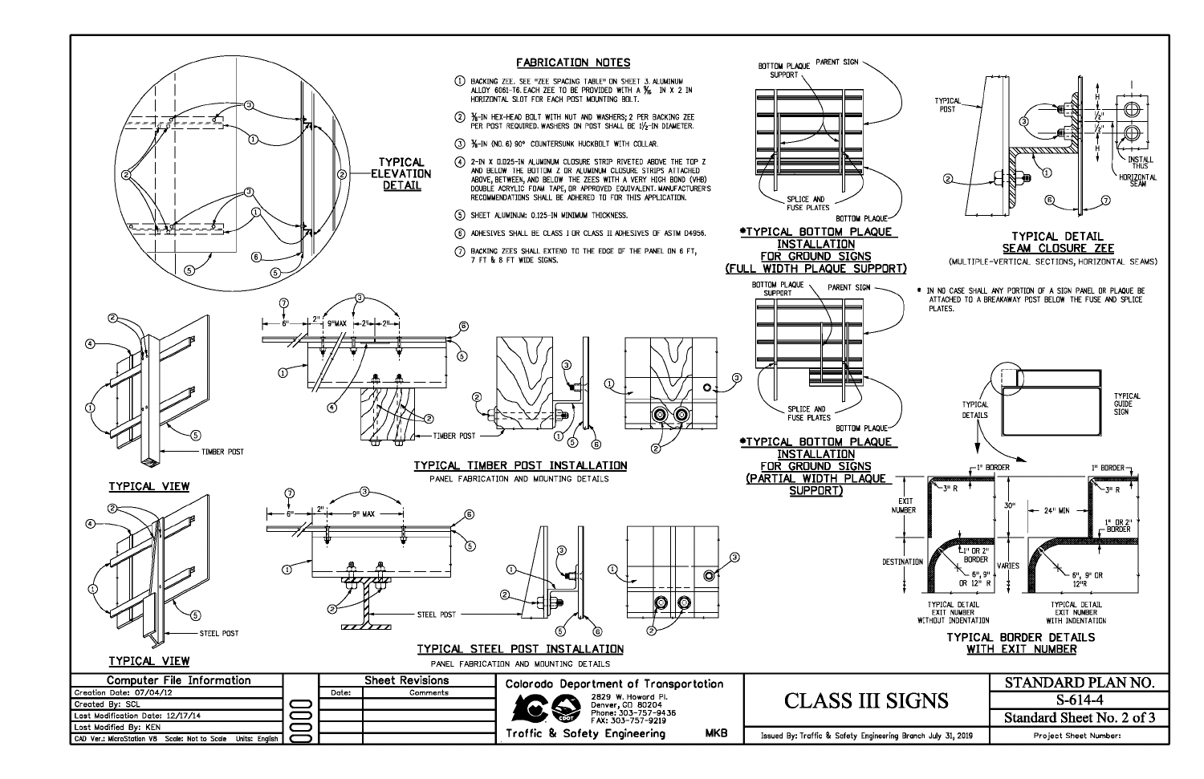## FABRICATION NOTES

1. BACKING ZEE. SEE "ZEE SPACING TABLE" ON SHEET 3. ALUMINUM ALLOY 6061-T6. EACH ZEE TO BE PROVIDED WITH A $\frac{9}{16}$ IN X 2 IN HORIZONTAL SLOT FOR EACH POST MOUNTING BOLT.
2. $\frac{3}{8}$-IN HEX-HEAD BOLT WITH NUT AND WASHERS; 2 PER BACKING ZEE PER POST REQUIRED. WASHERS ON POST SHALL BE $1\frac{1}{2}$-IN DIAMETER.
3. $\frac{3}{16}$-IN (NO. 6) 90° COUNTERSUNK HUCKBOLT WITH COLLAR.
4. 2-IN X 0.025-IN ALUMINUM CLOSURE STRIP RIVETED ABOVE THE TOP Z AND BELOW THE BOTTOM Z OR ALUMINUM CLOSURE STRIPS ATTACHED ABOVE, BETWEEN, AND BELOW THE ZEES WITH A VERY HIGH BOND (VHB) DOUBLE ACRYLIC FOAM TAPE, OR APPROVED EQUIVALENT. MANUFACTURER'S RECOMMENDATIONS SHALL BE ADHERED TO FOR THIS APPLICATION.
5. SHEET ALUMINUM: 0.125-IN MINIMUM THICKNESS.
6. ADHESIVES SHALL BE CLASS I OR CLASS II ADHESIVES OF ASTM D4956.
7. BACKING ZEES SHALL EXTEND TO THE EDGE OF THE PANEL ON 6 FT, 7 FT & 8 FT WIDE SIGNS.

TYPICAL ELEVATION DETAIL

TYPICAL VIEW (TIMBER POST)

TYPICAL VIEW (STEEL POST)

6" | 2" | 9" MAX | 2" | 2"

TYPICAL TIMBER POST INSTALLATION
PANEL FABRICATION AND MOUNTING DETAILS

6" | 2" | 9" MAX

TYPICAL STEEL POST INSTALLATION
PANEL FABRICATION AND MOUNTING DETAILS

BOTTOM PLAQUE SUPPORT — PARENT SIGN — SPLICE AND FUSE PLATES — BOTTOM PLAQUE

*TYPICAL BOTTOM PLAQUE INSTALLATION FOR GROUND SIGNS (FULL WIDTH PLAQUE SUPPORT)

*TYPICAL BOTTOM PLAQUE INSTALLATION FOR GROUND SIGNS (PARTIAL WIDTH PLAQUE SUPPORT)

\* IN NO CASE SHALL ANY PORTION OF A SIGN PANEL OR PLAQUE BE ATTACHED TO A BREAKAWAY POST BELOW THE FUSE AND SPLICE PLATES.

TYPICAL POST — H — $\frac{H}{2}$ — INSTALL THUS — HORIZONTAL SEAM

TYPICAL DETAIL SEAM CLOSURE ZEE
(MULTIPLE-VERTICAL SECTIONS, HORIZONTAL SEAMS)

TYPICAL DETAILS — TYPICAL GUIDE SIGN

EXIT NUMBER — DESTINATION — 1" BORDER — 3" R — 1" OR 2" BORDER — 6", 9" OR 12" R — 30" — VARIES — 24" MIN — 12"R

TYPICAL DETAIL EXIT NUMBER WITHOUT INDENTATION

TYPICAL DETAIL EXIT NUMBER WITH INDENTATION

TYPICAL BORDER DETAILS WITH EXIT NUMBER

| Computer File Information | |
|---|---|
| Creation Date: 07/04/12 | |
| Created By: SCL | |
| Last Modification Date: 12/17/14 | |
| Last Modified By: KEN | |
| CAD Ver.: MicroStation V8 Scale: Not to Scale Units: English | |

| Sheet Revisions | |
|---|---|
| Date: | Comments |

Colorado Department of Transportation
2829 W. Howard Pl.
Denver, CO 80204
Phone: 303-757-9436
FAX: 303-757-9219
Traffic & Safety Engineering MKB

# CLASS III SIGNS

Issued By: Traffic & Safety Engineering Branch July 31, 2019

STANDARD PLAN NO.
S-614-4
Standard Sheet No. 2 of 3
Project Sheet Number: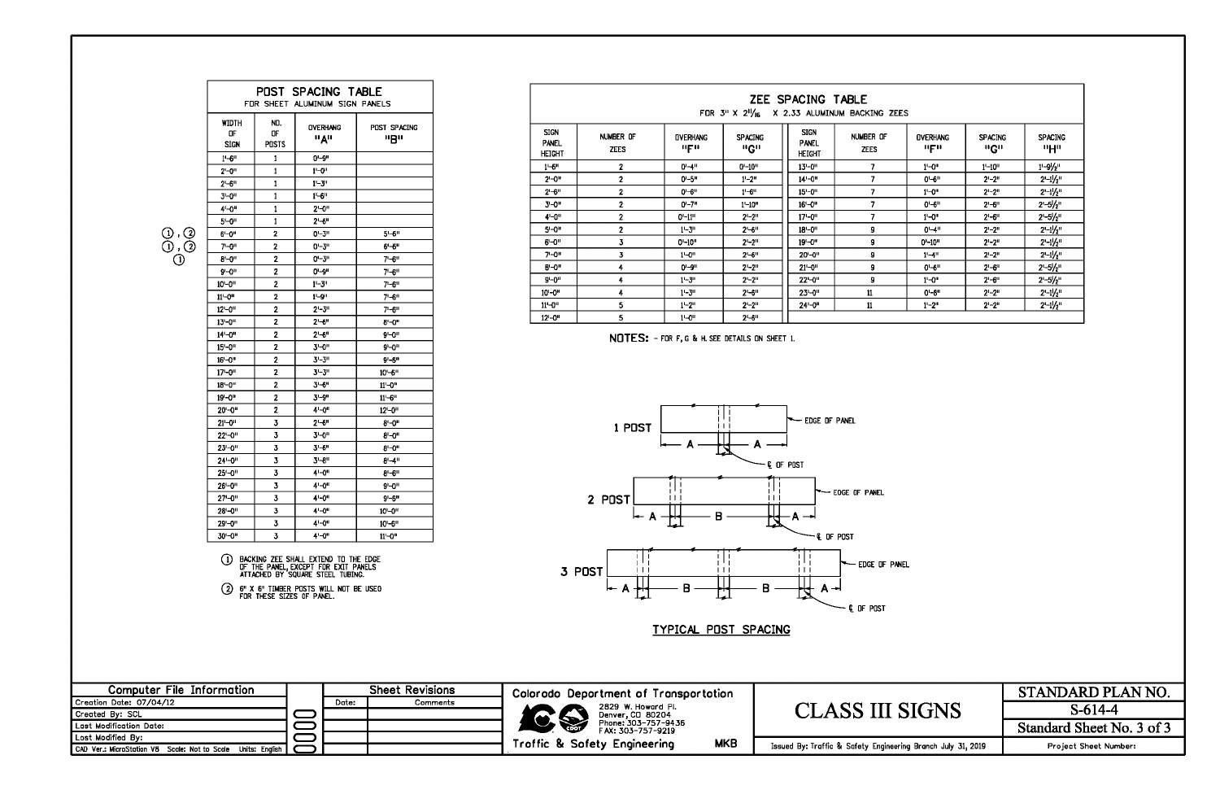## POST SPACING TABLE
FOR SHEET ALUMINUM SIGN PANELS

| | WIDTH OF SIGN | NO. OF POSTS | OVERHANG "A" | POST SPACING "B" |
|---|---|---|---|---|
| | 1'-6" | 1 | 0'-9" | |
| | 2'-0" | 1 | 1'-0" | |
| | 2'-6" | 1 | 1'-3" | |
| | 3'-0" | 1 | 1'-6" | |
| | 4'-0" | 1 | 2'-0" | |
| | 5'-0" | 1 | 2'-6" | |
| ①, ② | 6'-0" | 2 | 0'-3" | 5'-6" |
| ①, ② | 7'-0" | 2 | 0'-3" | 6'-6" |
| ① | 8'-0" | 2 | 0'-3" | 7'-6" |
| | 9'-0" | 2 | 0'-9" | 7'-6" |
| | 10'-0" | 2 | 1'-3" | 7'-6" |
| | 11'-0" | 2 | 1'-9" | 7'-6" |
| | 12'-0" | 2 | 2'-3" | 7'-6" |
| | 13'-0" | 2 | 2'-6" | 8'-0" |
| | 14'-0" | 2 | 2'-6" | 9'-0" |
| | 15'-0" | 2 | 3'-0" | 9'-0" |
| | 16'-0" | 2 | 3'-3" | 9'-6" |
| | 17'-0" | 2 | 3'-3" | 10'-6" |
| | 18'-0" | 2 | 3'-6" | 11'-0" |
| | 19'-0" | 2 | 3'-9" | 11'-6" |
| | 20'-0" | 2 | 4'-0" | 12'-0" |
| | 21'-0" | 3 | 2'-6" | 8'-0" |
| | 22'-0" | 3 | 3'-0" | 8'-0" |
| | 23'-0" | 3 | 3'-6" | 8'-0" |
| | 24'-0" | 3 | 3'-8" | 8'-4" |
| | 25'-0" | 3 | 4'-0" | 8'-6" |
| | 26'-0" | 3 | 4'-0" | 9'-0" |
| | 27'-0" | 3 | 4'-0" | 9'-6" |
| | 28'-0" | 3 | 4'-0" | 10'-0" |
| | 29'-0" | 3 | 4'-0" | 10'-6" |
| | 30'-0" | 3 | 4'-0" | 11'-0" |

① BACKING ZEE SHALL EXTEND TO THE EDGE OF THE PANEL, EXCEPT FOR EXIT PANELS ATTACHED BY SQUARE STEEL TUBING.

② 6" X 6" TIMBER POSTS WILL NOT BE USED FOR THESE SIZES OF PANEL.

## ZEE SPACING TABLE
FOR 3" X 2 11/16 X 2.33 ALUMINUM BACKING ZEES

| SIGN PANEL HEIGHT | NUMBER OF ZEES | OVERHANG "F" | SPACING "G" | SIGN PANEL HEIGHT | NUMBER OF ZEES | OVERHANG "F" | SPACING "G" | SPACING "H" |
|---|---|---|---|---|---|---|---|---|
| 1'-6" | 2 | 0'-4" | 0'-10" | 13'-0" | 7 | 1'-0" | 1'-10" | 1'-9½" |
| 2'-0" | 2 | 0'-5" | 1'-2" | 14'-0" | 7 | 0'-6" | 2'-2" | 2'-1½" |
| 2'-6" | 2 | 0'-6" | 1'-6" | 15'-0" | 7 | 1'-0" | 2'-2" | 2'-1½" |
| 3'-0" | 2 | 0'-7" | 1'-10" | 16'-0" | 7 | 0'-6" | 2'-6" | 2'-5½" |
| 4'-0" | 2 | 0'-11" | 2'-2" | 17'-0" | 7 | 1'-0" | 2'-6" | 2'-5½" |
| 5'-0" | 2 | 1'-3" | 2'-6" | 18'-0" | 9 | 0'-4" | 2'-2" | 2'-1½" |
| 6'-0" | 3 | 0'-10" | 2'-2" | 19'-0" | 9 | 0'-10" | 2'-2" | 2'-1½" |
| 7'-0" | 3 | 1'-0" | 2'-6" | 20'-0" | 9 | 1'-4" | 2'-2" | 2'-1½" |
| 8'-0" | 4 | 0'-9" | 2'-2" | 21'-0" | 9 | 0'-6" | 2'-6" | 2'-5½" |
| 9'-0" | 4 | 1'-3" | 2'-2" | 22'-0" | 9 | 1'-0" | 2'-6" | 2'-5½" |
| 10'-0" | 4 | 1'-3" | 2'-6" | 23'-0" | 11 | 0'-8" | 2'-2" | 2'-1½" |
| 11'-0" | 5 | 1'-2" | 2'-2" | 24'-0" | 11 | 1'-2" | 2'-2" | 2'-1½" |
| 12'-0" | 5 | 1'-0" | 2'-6" | | | | | |

NOTES: - FOR F, G & H, SEE DETAILS ON SHEET 1.

1 POST — A — A — EDGE OF PANEL — ℄ OF POST

2 POST — A — B — A — EDGE OF PANEL — ℄ OF POST

3 POST — A — B — B — A — EDGE OF PANEL — ℄ OF POST

TYPICAL POST SPACING

| Computer File Information | |
|---|---|
| Creation Date: 07/04/12 | |
| Created By: SCL | |
| Last Modification Date: | |
| Last Modified By: | |
| CAD Ver.: MicroStation V8 Scale: Not to Scale Units: English | |

| Sheet Revisions | |
|---|---|
| Date: | Comments |

Colorado Department of Transportation
2829 W. Howard Pl.
Denver, CO 80204
Phone: 303-757-9436
FAX: 303-757-9219
Traffic & Safety Engineering MKB

# CLASS III SIGNS

Issued By: Traffic & Safety Engineering Branch July 31, 2019

STANDARD PLAN NO.
S-614-4
Standard Sheet No. 3 of 3
Project Sheet Number: